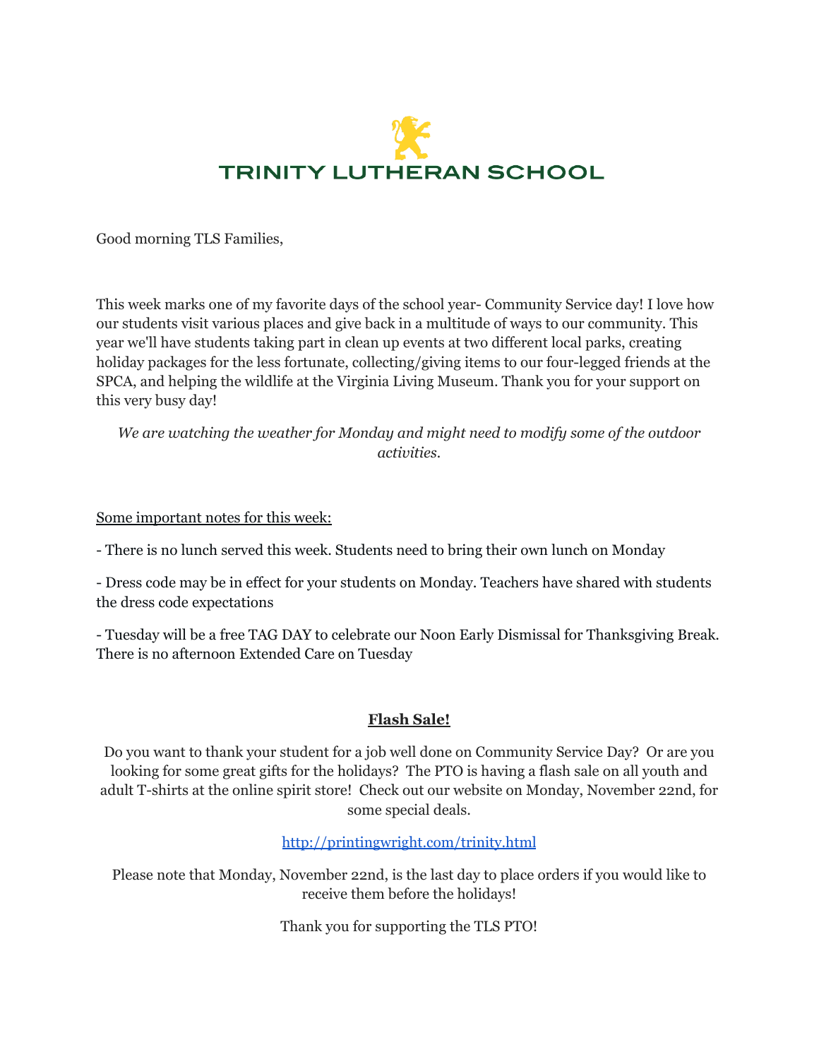# TRINITY LUTHERAN SCHOOL

Good morning TLS Families,

This week marks one of my favorite days of the school year- Community Service day! I love how our students visit various places and give back in a multitude of ways to our community. This year we'll have students taking part in clean up events at two different local parks, creating holiday packages for the less fortunate, collecting/giving items to our four-legged friends at the SPCA, and helping the wildlife at the Virginia Living Museum. Thank you for your support on this very busy day!

*We are watching the weather for Monday and might need to modify some of the outdoor activities.*

Some important notes for this week:

- There is no lunch served this week. Students need to bring their own lunch on Monday

- Dress code may be in effect for your students on Monday. Teachers have shared with students the dress code expectations

- Tuesday will be a free TAG DAY to celebrate our Noon Early Dismissal for Thanksgiving Break. There is no afternoon Extended Care on Tuesday

**Flash Sale!**

Do you want to thank your student for a job well done on Community Service Day? Or are you looking for some great gifts for the holidays? The PTO is having a flash sale on all youth and adult T-shirts at the online spirit store! Check out our website on Monday, November 22nd, for some special deals.

http://printingwright.com/trinity.html

Please note that Monday, November 22nd, is the last day to place orders if you would like to receive them before the holidays!

Thank you for supporting the TLS PTO!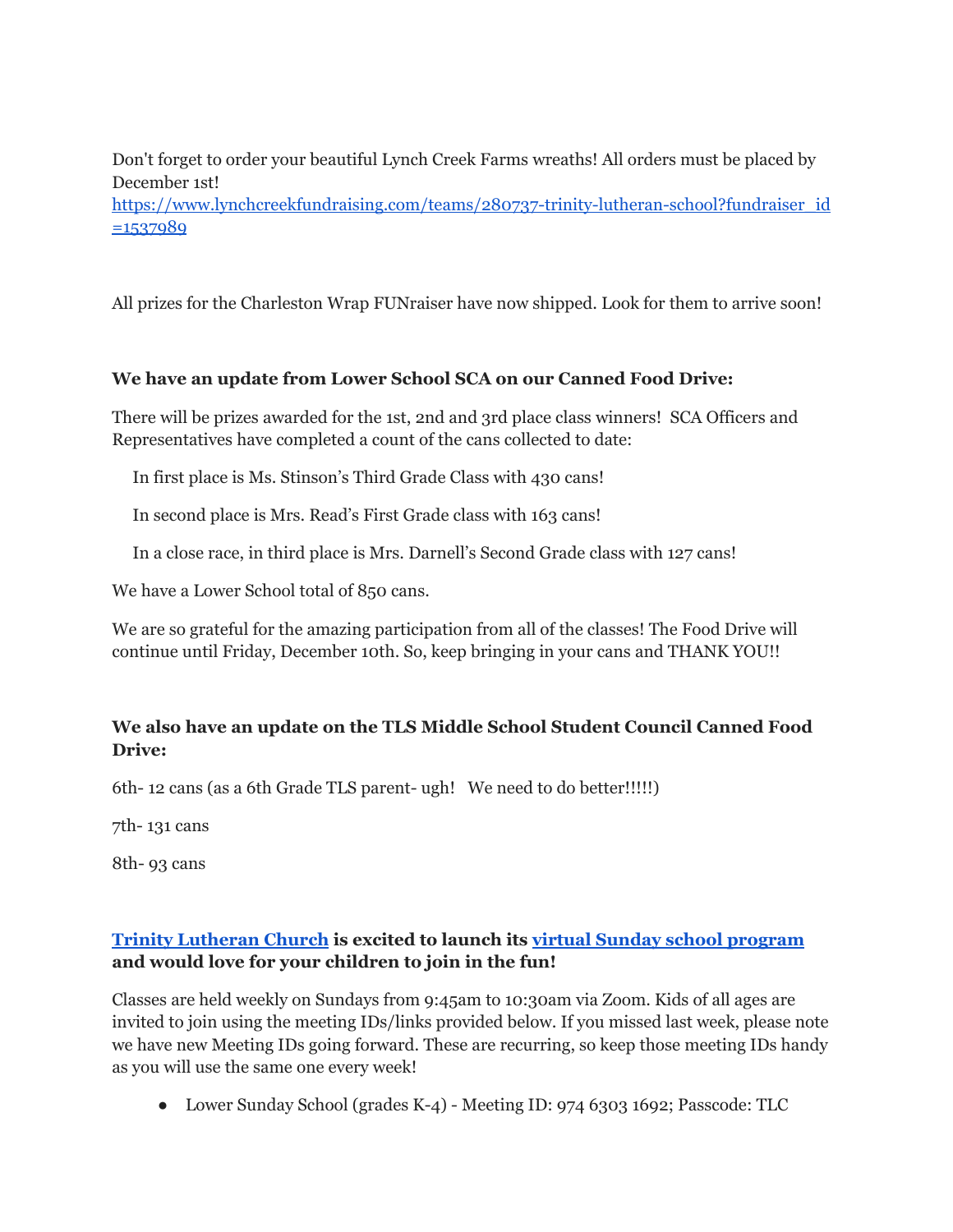Don't forget to order your beautiful Lynch Creek Farms wreaths! All orders must be placed by December 1st!
[https://www.lynchcreekfundraising.com/teams/280737-trinity-lutheran-school?fundraiser_id=1537989](https://www.lynchcreekfundraising.com/teams/280737-trinity-lutheran-school?fundraiser_id=1537989)

All prizes for the Charleston Wrap FUNraiser have now shipped. Look for them to arrive soon!

**We have an update from Lower School SCA on our Canned Food Drive:**

There will be prizes awarded for the 1st, 2nd and 3rd place class winners! SCA Officers and Representatives have completed a count of the cans collected to date:

In first place is Ms. Stinson's Third Grade Class with 430 cans!

In second place is Mrs. Read's First Grade class with 163 cans!

In a close race, in third place is Mrs. Darnell's Second Grade class with 127 cans!

We have a Lower School total of 850 cans.

We are so grateful for the amazing participation from all of the classes! The Food Drive will continue until Friday, December 10th. So, keep bringing in your cans and THANK YOU!!

**We also have an update on the TLS Middle School Student Council Canned Food Drive:**

6th- 12 cans (as a 6th Grade TLS parent- ugh! We need to do better!!!!!)

7th- 131 cans

8th- 93 cans

**Trinity Lutheran Church is excited to launch its virtual Sunday school program and would love for your children to join in the fun!**

Classes are held weekly on Sundays from 9:45am to 10:30am via Zoom. Kids of all ages are invited to join using the meeting IDs/links provided below. If you missed last week, please note we have new Meeting IDs going forward. These are recurring, so keep those meeting IDs handy as you will use the same one every week!

- Lower Sunday School (grades K-4) - Meeting ID: 974 6303 1692; Passcode: TLC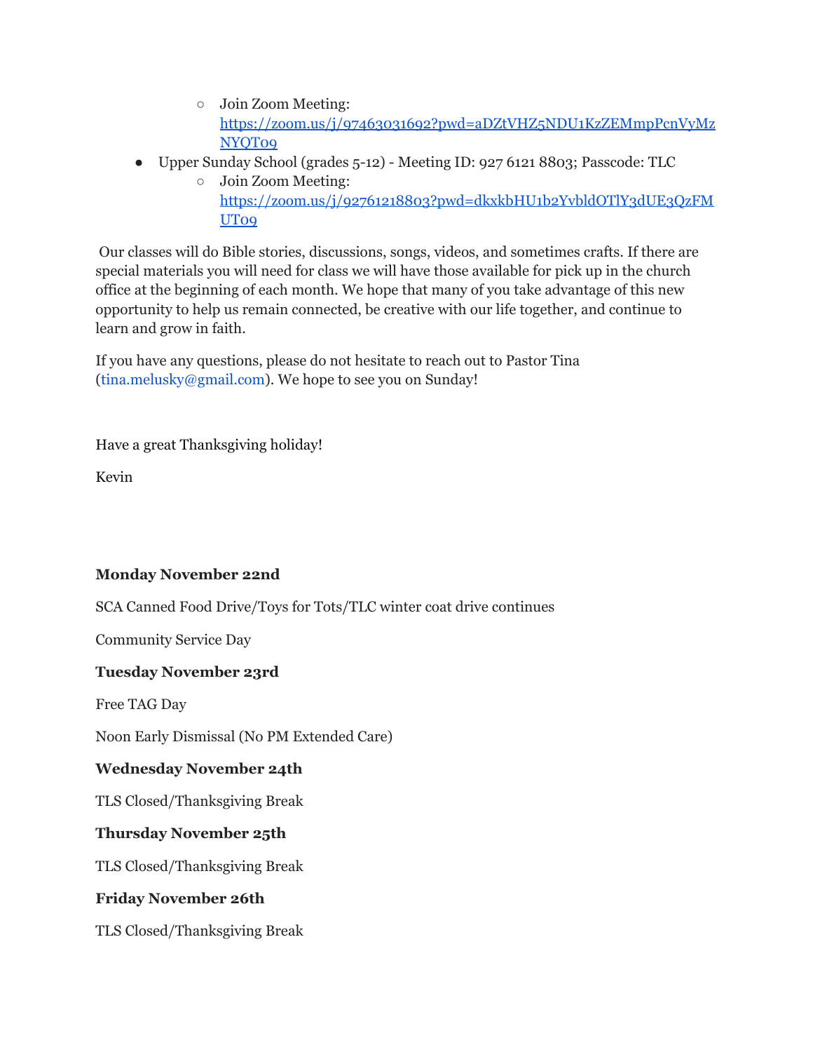- Join Zoom Meeting: [https://zoom.us/j/97463031692?pwd=aDZtVHZ5NDU1KzZEMmpPcnVyMzNYQT09](https://zoom.us/j/97463031692?pwd=aDZtVHZ5NDU1KzZEMmpPcnVyMzNYQT09)
- Upper Sunday School (grades 5-12) - Meeting ID: 927 6121 8803; Passcode: TLC
    - Join Zoom Meeting: [https://zoom.us/j/92761218803?pwd=dkxkbHU1b2YvbldOTlY3dUE3QzFMUT09](https://zoom.us/j/92761218803?pwd=dkxkbHU1b2YvbldOTlY3dUE3QzFMUT09)

Our classes will do Bible stories, discussions, songs, videos, and sometimes crafts. If there are special materials you will need for class we will have those available for pick up in the church office at the beginning of each month. We hope that many of you take advantage of this new opportunity to help us remain connected, be creative with our life together, and continue to learn and grow in faith.

If you have any questions, please do not hesitate to reach out to Pastor Tina (tina.melusky@gmail.com). We hope to see you on Sunday!

Have a great Thanksgiving holiday!

Kevin

**Monday November 22nd**

SCA Canned Food Drive/Toys for Tots/TLC winter coat drive continues

Community Service Day

**Tuesday November 23rd**

Free TAG Day

Noon Early Dismissal (No PM Extended Care)

**Wednesday November 24th**

TLS Closed/Thanksgiving Break

**Thursday November 25th**

TLS Closed/Thanksgiving Break

**Friday November 26th**

TLS Closed/Thanksgiving Break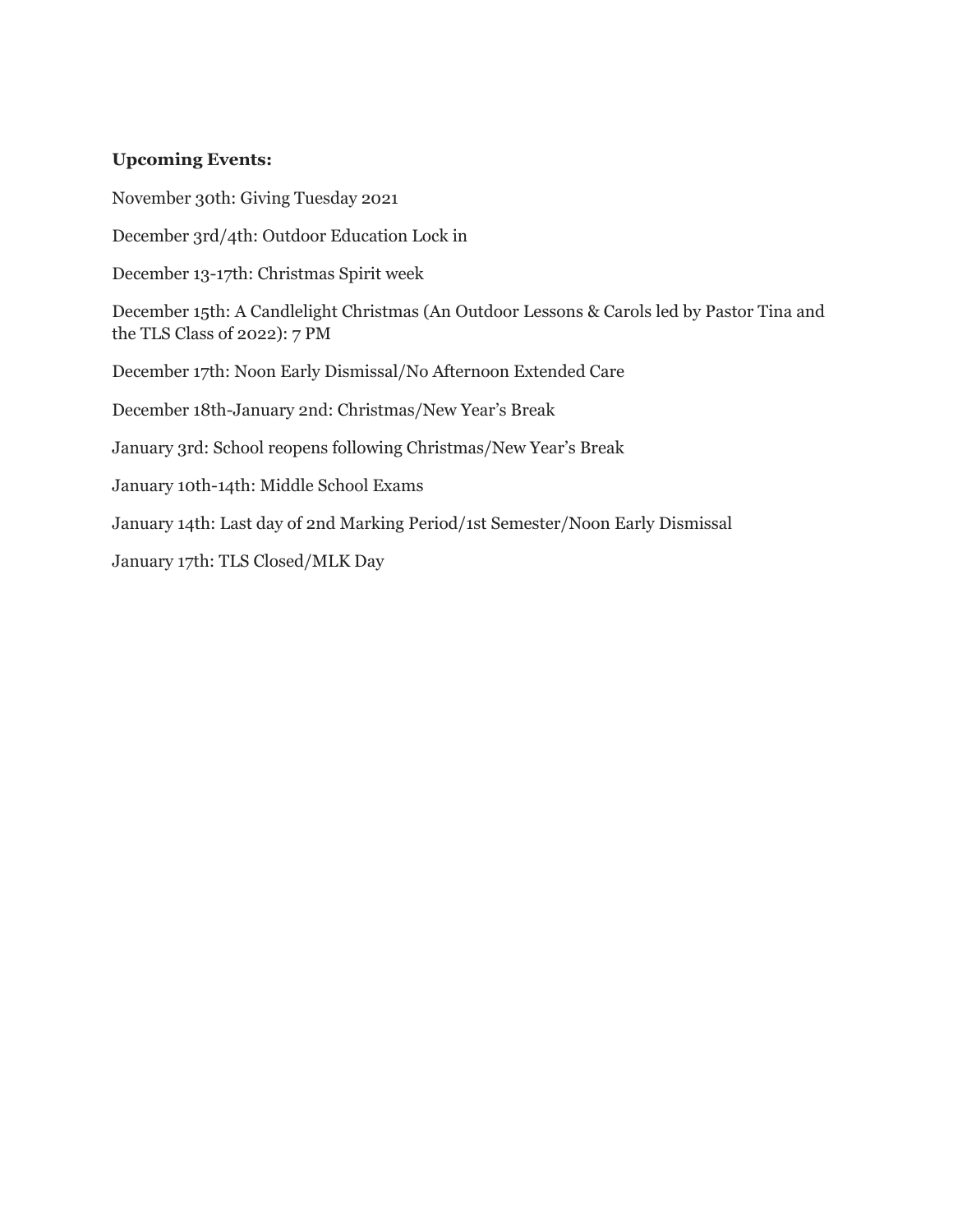**Upcoming Events:**

November 30th: Giving Tuesday 2021

December 3rd/4th: Outdoor Education Lock in

December 13-17th: Christmas Spirit week

December 15th: A Candlelight Christmas (An Outdoor Lessons & Carols led by Pastor Tina and the TLS Class of 2022): 7 PM

December 17th: Noon Early Dismissal/No Afternoon Extended Care

December 18th-January 2nd: Christmas/New Year's Break

January 3rd: School reopens following Christmas/New Year's Break

January 10th-14th: Middle School Exams

January 14th: Last day of 2nd Marking Period/1st Semester/Noon Early Dismissal

January 17th: TLS Closed/MLK Day